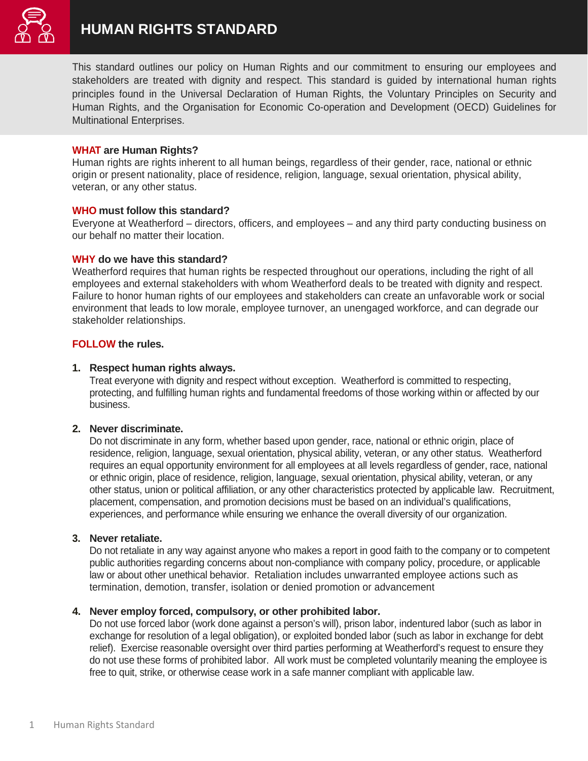# HUMAN RIGHTS STANDARD

This standard outlines our policy on Human Rights and our commitment to ensuring our employees and stakeholders are treated with dignity and respect. This standard is guided by international human rights principles found in the Universal Declaration of Human Rights, the Voluntary Principles on Security and Human Rights, and the Organisation for Economic Co-operation and Development (OECD) Guidelines for Multinational Enterprises.

### WHAT are Human Rights?

Human rights are rights inherent to all human beings, regardless of their gender, race, national or ethnic origin or present nationality, place of residence, religion, language, sexual orientation, physical ability, veteran, or any other status.

### WHO must follow this standard?

Everyone at Weatherford – directors, officers, and employees – and any third party conducting business on our behalf no matter their location.

### WHY do we have this standard?

Weatherford requires that human rights be respected throughout our operations, including the right of all employees and external stakeholders with whom Weatherford deals to be treated with dignity and respect. Failure to honor human rights of our employees and stakeholders can create an unfavorable work or social environment that leads to low morale, employee turnover, an unengaged workforce, and can degrade our stakeholder relationships.

### FOLLOW the rules.

1. **Respect human rights always.**
   Treat everyone with dignity and respect without exception. Weatherford is committed to respecting, protecting, and fulfilling human rights and fundamental freedoms of those working within or affected by our business.

2. **Never discriminate.**
   Do not discriminate in any form, whether based upon gender, race, national or ethnic origin, place of residence, religion, language, sexual orientation, physical ability, veteran, or any other status. Weatherford requires an equal opportunity environment for all employees at all levels regardless of gender, race, national or ethnic origin, place of residence, religion, language, sexual orientation, physical ability, veteran, or any other status, union or political affiliation, or any other characteristics protected by applicable law. Recruitment, placement, compensation, and promotion decisions must be based on an individual's qualifications, experiences, and performance while ensuring we enhance the overall diversity of our organization.

3. **Never retaliate.**
   Do not retaliate in any way against anyone who makes a report in good faith to the company or to competent public authorities regarding concerns about non-compliance with company policy, procedure, or applicable law or about other unethical behavior. Retaliation includes unwarranted employee actions such as termination, demotion, transfer, isolation or denied promotion or advancement

4. **Never employ forced, compulsory, or other prohibited labor.**
   Do not use forced labor (work done against a person's will), prison labor, indentured labor (such as labor in exchange for resolution of a legal obligation), or exploited bonded labor (such as labor in exchange for debt relief). Exercise reasonable oversight over third parties performing at Weatherford's request to ensure they do not use these forms of prohibited labor. All work must be completed voluntarily meaning the employee is free to quit, strike, or otherwise cease work in a safe manner compliant with applicable law.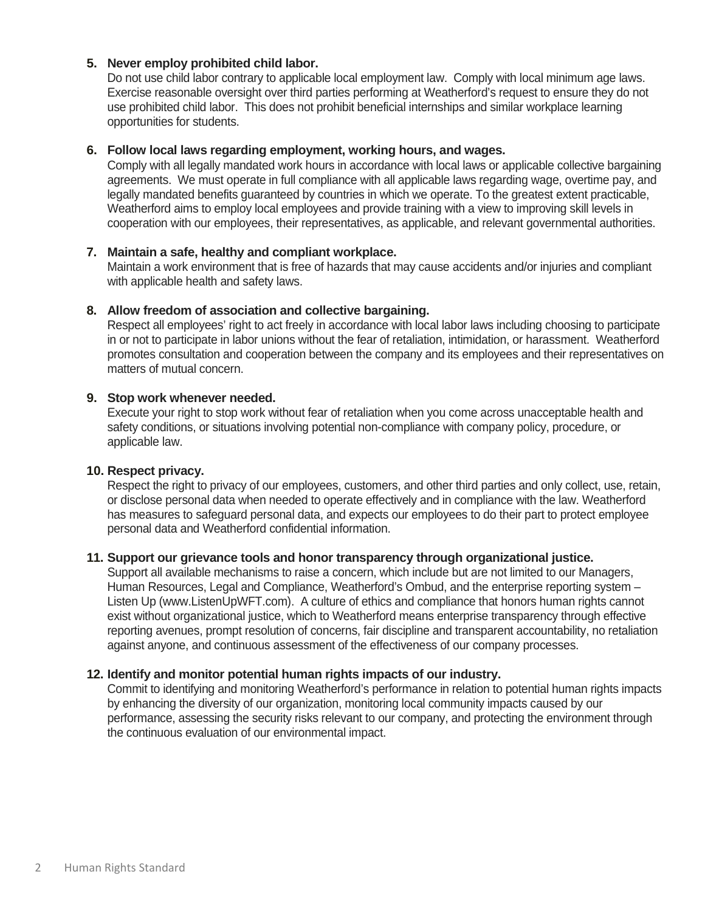5. **Never employ prohibited child labor.**
   Do not use child labor contrary to applicable local employment law. Comply with local minimum age laws. Exercise reasonable oversight over third parties performing at Weatherford's request to ensure they do not use prohibited child labor. This does not prohibit beneficial internships and similar workplace learning opportunities for students.

6. **Follow local laws regarding employment, working hours, and wages.**
   Comply with all legally mandated work hours in accordance with local laws or applicable collective bargaining agreements. We must operate in full compliance with all applicable laws regarding wage, overtime pay, and legally mandated benefits guaranteed by countries in which we operate. To the greatest extent practicable, Weatherford aims to employ local employees and provide training with a view to improving skill levels in cooperation with our employees, their representatives, as applicable, and relevant governmental authorities.

7. **Maintain a safe, healthy and compliant workplace.**
   Maintain a work environment that is free of hazards that may cause accidents and/or injuries and compliant with applicable health and safety laws.

8. **Allow freedom of association and collective bargaining.**
   Respect all employees' right to act freely in accordance with local labor laws including choosing to participate in or not to participate in labor unions without the fear of retaliation, intimidation, or harassment. Weatherford promotes consultation and cooperation between the company and its employees and their representatives on matters of mutual concern.

9. **Stop work whenever needed.**
   Execute your right to stop work without fear of retaliation when you come across unacceptable health and safety conditions, or situations involving potential non-compliance with company policy, procedure, or applicable law.

10. **Respect privacy.**
    Respect the right to privacy of our employees, customers, and other third parties and only collect, use, retain, or disclose personal data when needed to operate effectively and in compliance with the law. Weatherford has measures to safeguard personal data, and expects our employees to do their part to protect employee personal data and Weatherford confidential information.

11. **Support our grievance tools and honor transparency through organizational justice.**
    Support all available mechanisms to raise a concern, which include but are not limited to our Managers, Human Resources, Legal and Compliance, Weatherford's Ombud, and the enterprise reporting system – Listen Up (www.ListenUpWFT.com). A culture of ethics and compliance that honors human rights cannot exist without organizational justice, which to Weatherford means enterprise transparency through effective reporting avenues, prompt resolution of concerns, fair discipline and transparent accountability, no retaliation against anyone, and continuous assessment of the effectiveness of our company processes.

12. **Identify and monitor potential human rights impacts of our industry.**
    Commit to identifying and monitoring Weatherford's performance in relation to potential human rights impacts by enhancing the diversity of our organization, monitoring local community impacts caused by our performance, assessing the security risks relevant to our company, and protecting the environment through the continuous evaluation of our environmental impact.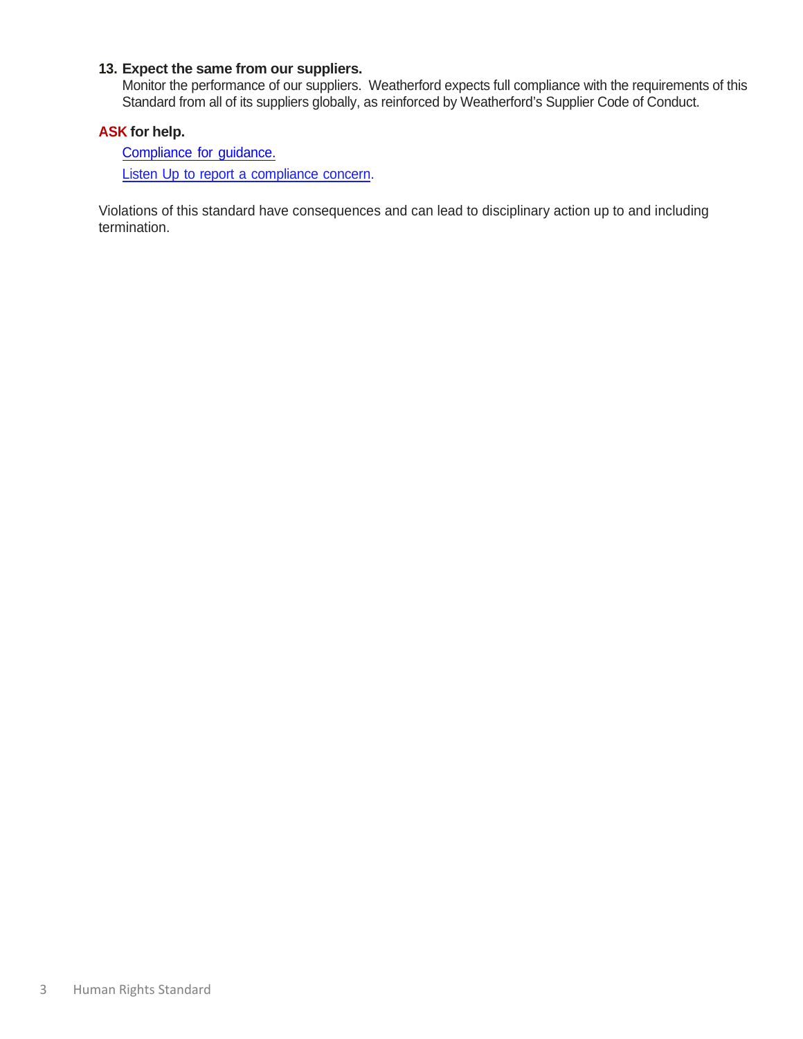13. **Expect the same from our suppliers.**
    Monitor the performance of our suppliers. Weatherford expects full compliance with the requirements of this Standard from all of its suppliers globally, as reinforced by Weatherford's Supplier Code of Conduct.

**ASK for help.**

Compliance for guidance.

Listen Up to report a compliance concern.

Violations of this standard have consequences and can lead to disciplinary action up to and including termination.